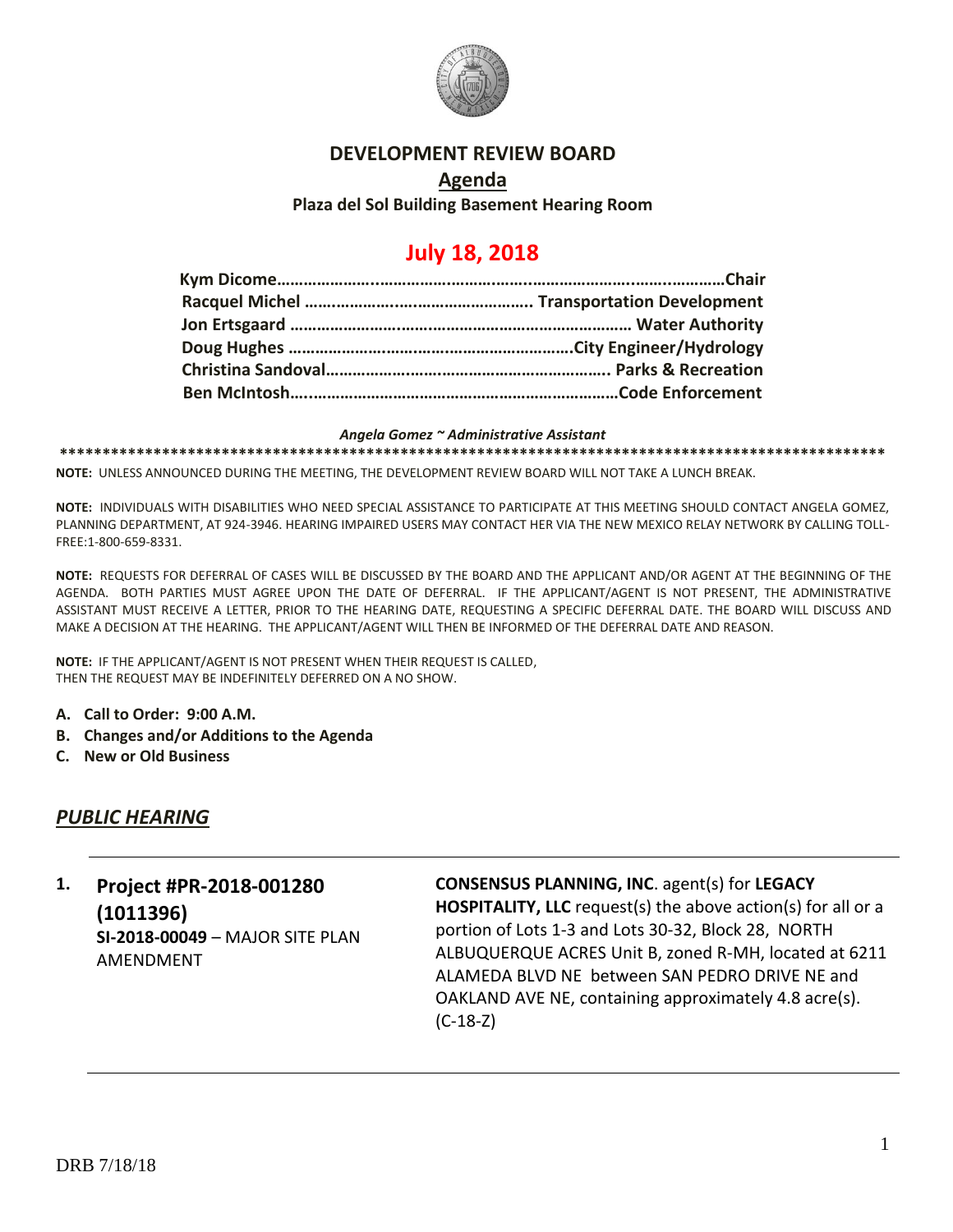# DEVELOPMENT REVIEW BOARD

## Agenda

**Plaza del Sol Building Basement Hearing Room**

## July 18, 2018

**Kym Dicome**……………………………………………………………………………**Chair**
**Racquel Michel** ……………………………………………. **Transportation Development**
**Jon Ertsgaard** …………………………………………………………… **Water Authority**
**Doug Hughes** ……………………………………………………….**City Engineer/Hydrology**
**Christina Sandoval**………………………………………………………. **Parks & Recreation**
**Ben McIntosh**……………………………………………………………**Code Enforcement**

***Angela Gomez ~ Administrative Assistant***

****************************************************************************************************

**NOTE:** UNLESS ANNOUNCED DURING THE MEETING, THE DEVELOPMENT REVIEW BOARD WILL NOT TAKE A LUNCH BREAK.

**NOTE:** INDIVIDUALS WITH DISABILITIES WHO NEED SPECIAL ASSISTANCE TO PARTICIPATE AT THIS MEETING SHOULD CONTACT ANGELA GOMEZ, PLANNING DEPARTMENT, AT 924-3946. HEARING IMPAIRED USERS MAY CONTACT HER VIA THE NEW MEXICO RELAY NETWORK BY CALLING TOLL-FREE:1-800-659-8331.

**NOTE:** REQUESTS FOR DEFERRAL OF CASES WILL BE DISCUSSED BY THE BOARD AND THE APPLICANT AND/OR AGENT AT THE BEGINNING OF THE AGENDA. BOTH PARTIES MUST AGREE UPON THE DATE OF DEFERRAL. IF THE APPLICANT/AGENT IS NOT PRESENT, THE ADMINISTRATIVE ASSISTANT MUST RECEIVE A LETTER, PRIOR TO THE HEARING DATE, REQUESTING A SPECIFIC DEFERRAL DATE. THE BOARD WILL DISCUSS AND MAKE A DECISION AT THE HEARING. THE APPLICANT/AGENT WILL THEN BE INFORMED OF THE DEFERRAL DATE AND REASON.

**NOTE:** IF THE APPLICANT/AGENT IS NOT PRESENT WHEN THEIR REQUEST IS CALLED, THEN THE REQUEST MAY BE INDEFINITELY DEFERRED ON A NO SHOW.

- **A. Call to Order: 9:00 A.M.**
- **B. Changes and/or Additions to the Agenda**
- **C. New or Old Business**

## *PUBLIC HEARING*

---

**1. Project #PR-2018-001280 (1011396)**
**SI-2018-00049** – MAJOR SITE PLAN AMENDMENT

**CONSENSUS PLANNING, INC**. agent(s) for **LEGACY HOSPITALITY, LLC** request(s) the above action(s) for all or a portion of Lots 1-3 and Lots 30-32, Block 28, NORTH ALBUQUERQUE ACRES Unit B, zoned R-MH, located at 6211 ALAMEDA BLVD NE between SAN PEDRO DRIVE NE and OAKLAND AVE NE, containing approximately 4.8 acre(s). (C-18-Z)

---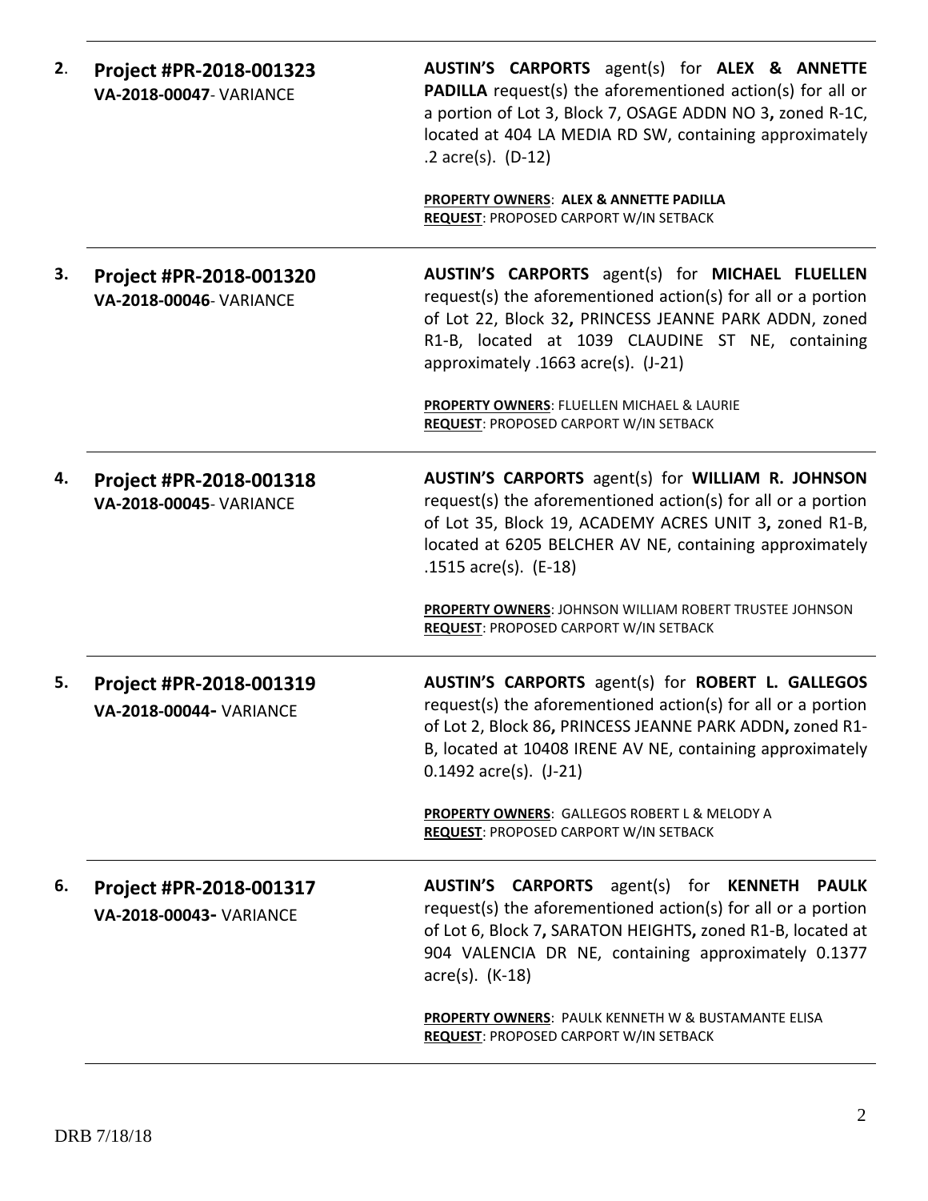**2.** **Project #PR-2018-001323**
**VA-2018-00047**- VARIANCE

**AUSTIN'S CARPORTS** agent(s) for **ALEX & ANNETTE PADILLA** request(s) the aforementioned action(s) for all or a portion of Lot 3, Block 7, OSAGE ADDN NO 3**,** zoned R-1C, located at 404 LA MEDIA RD SW, containing approximately .2 acre(s). (D-12)

**PROPERTY OWNERS**: **ALEX & ANNETTE PADILLA**
**REQUEST**: PROPOSED CARPORT W/IN SETBACK

---

**3.** **Project #PR-2018-001320**
**VA-2018-00046**- VARIANCE

**AUSTIN'S CARPORTS** agent(s) for **MICHAEL FLUELLEN** request(s) the aforementioned action(s) for all or a portion of Lot 22, Block 32**,** PRINCESS JEANNE PARK ADDN, zoned R1-B, located at 1039 CLAUDINE ST NE, containing approximately .1663 acre(s). (J-21)

**PROPERTY OWNERS**: FLUELLEN MICHAEL & LAURIE
**REQUEST**: PROPOSED CARPORT W/IN SETBACK

---

**4.** **Project #PR-2018-001318**
**VA-2018-00045**- VARIANCE

**AUSTIN'S CARPORTS** agent(s) for **WILLIAM R. JOHNSON** request(s) the aforementioned action(s) for all or a portion of Lot 35, Block 19, ACADEMY ACRES UNIT 3**,** zoned R1-B, located at 6205 BELCHER AV NE, containing approximately .1515 acre(s). (E-18)

**PROPERTY OWNERS**: JOHNSON WILLIAM ROBERT TRUSTEE JOHNSON
**REQUEST**: PROPOSED CARPORT W/IN SETBACK

---

**5.** **Project #PR-2018-001319**
**VA-2018-00044-** VARIANCE

**AUSTIN'S CARPORTS** agent(s) for **ROBERT L. GALLEGOS** request(s) the aforementioned action(s) for all or a portion of Lot 2, Block 86**,** PRINCESS JEANNE PARK ADDN**,** zoned R1-B, located at 10408 IRENE AV NE, containing approximately 0.1492 acre(s). (J-21)

**PROPERTY OWNERS**: GALLEGOS ROBERT L & MELODY A
**REQUEST**: PROPOSED CARPORT W/IN SETBACK

---

**6.** **Project #PR-2018-001317**
**VA-2018-00043-** VARIANCE

**AUSTIN'S CARPORTS** agent(s) for **KENNETH PAULK** request(s) the aforementioned action(s) for all or a portion of Lot 6, Block 7**,** SARATON HEIGHTS**,** zoned R1-B, located at 904 VALENCIA DR NE, containing approximately 0.1377 acre(s). (K-18)

**PROPERTY OWNERS**: PAULK KENNETH W & BUSTAMANTE ELISA
**REQUEST**: PROPOSED CARPORT W/IN SETBACK

---

DRB 7/18/18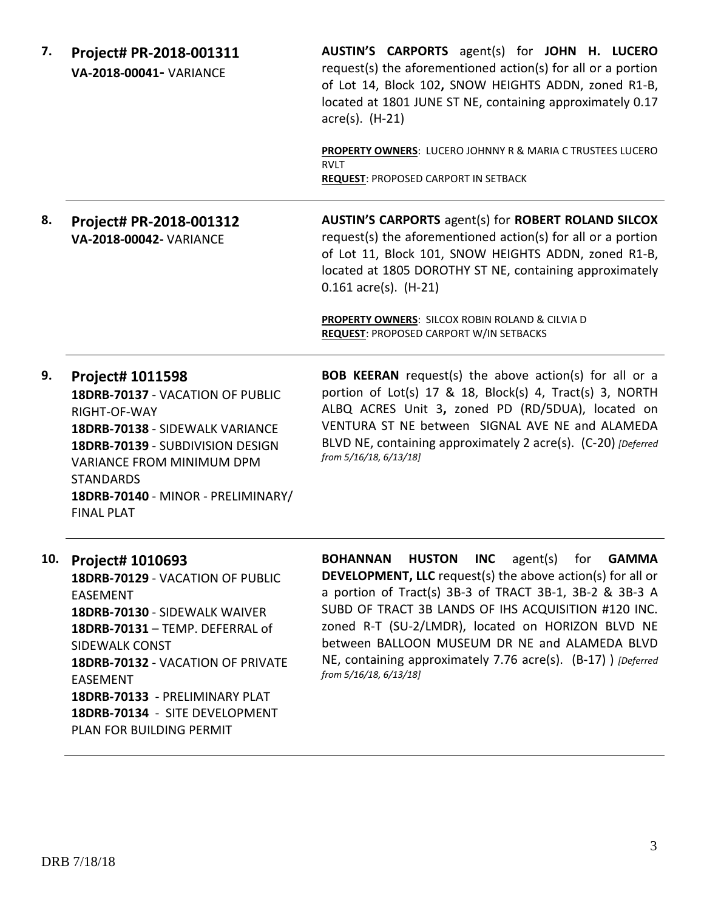**7.** **Project# PR-2018-001311**
**VA-2018-00041-** VARIANCE

**AUSTIN'S CARPORTS** agent(s) for **JOHN H. LUCERO** request(s) the aforementioned action(s) for all or a portion of Lot 14, Block 102**,** SNOW HEIGHTS ADDN, zoned R1-B, located at 1801 JUNE ST NE, containing approximately 0.17 acre(s). (H-21)

**PROPERTY OWNERS**: LUCERO JOHNNY R & MARIA C TRUSTEES LUCERO RVLT
**REQUEST**: PROPOSED CARPORT IN SETBACK

---

**8.** **Project# PR-2018-001312**
**VA-2018-00042-** VARIANCE

**AUSTIN'S CARPORTS** agent(s) for **ROBERT ROLAND SILCOX** request(s) the aforementioned action(s) for all or a portion of Lot 11, Block 101, SNOW HEIGHTS ADDN, zoned R1-B, located at 1805 DOROTHY ST NE, containing approximately 0.161 acre(s). (H-21)

**PROPERTY OWNERS**: SILCOX ROBIN ROLAND & CILVIA D
**REQUEST**: PROPOSED CARPORT W/IN SETBACKS

---

**9.** **Project# 1011598**
**18DRB-70137** - VACATION OF PUBLIC RIGHT-OF-WAY
**18DRB-70138** - SIDEWALK VARIANCE
**18DRB-70139** - SUBDIVISION DESIGN VARIANCE FROM MINIMUM DPM STANDARDS
**18DRB-70140** - MINOR - PRELIMINARY/ FINAL PLAT

**BOB KEERAN** request(s) the above action(s) for all or a portion of Lot(s) 17 & 18, Block(s) 4, Tract(s) 3, NORTH ALBQ ACRES Unit 3**,** zoned PD (RD/5DUA), located on VENTURA ST NE between SIGNAL AVE NE and ALAMEDA BLVD NE, containing approximately 2 acre(s). (C-20) *[Deferred from 5/16/18, 6/13/18]*

---

**10.** **Project# 1010693**
**18DRB-70129** - VACATION OF PUBLIC EASEMENT
**18DRB-70130** - SIDEWALK WAIVER
**18DRB-70131** – TEMP. DEFERRAL of SIDEWALK CONST
**18DRB-70132** - VACATION OF PRIVATE EASEMENT
**18DRB-70133** - PRELIMINARY PLAT
**18DRB-70134** - SITE DEVELOPMENT PLAN FOR BUILDING PERMIT

**BOHANNAN HUSTON INC** agent(s) for **GAMMA DEVELOPMENT, LLC** request(s) the above action(s) for all or a portion of Tract(s) 3B-3 of TRACT 3B-1, 3B-2 & 3B-3 A SUBD OF TRACT 3B LANDS OF IHS ACQUISITION #120 INC. zoned R-T (SU-2/LMDR), located on HORIZON BLVD NE between BALLOON MUSEUM DR NE and ALAMEDA BLVD NE, containing approximately 7.76 acre(s). (B-17) ) *[Deferred from 5/16/18, 6/13/18]*

---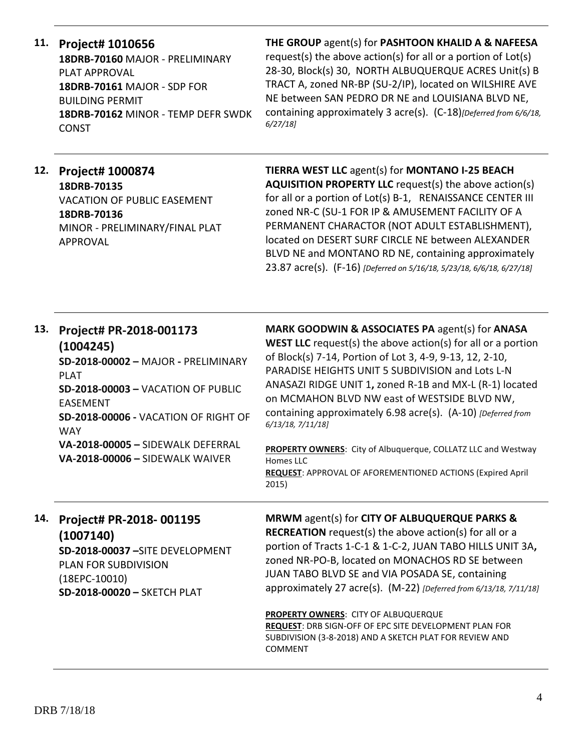**11. Project# 1010656**
**18DRB-70160** MAJOR - PRELIMINARY PLAT APPROVAL
**18DRB-70161** MAJOR - SDP FOR BUILDING PERMIT
**18DRB-70162** MINOR - TEMP DEFR SWDK CONST

**THE GROUP** agent(s) for **PASHTOON KHALID A & NAFEESA** request(s) the above action(s) for all or a portion of Lot(s) 28-30, Block(s) 30, NORTH ALBUQUERQUE ACRES Unit(s) B TRACT A, zoned NR-BP (SU-2/IP), located on WILSHIRE AVE NE between SAN PEDRO DR NE and LOUISIANA BLVD NE, containing approximately 3 acre(s). (C-18)*[Deferred from 6/6/18, 6/27/18]*

---

**12. Project# 1000874**
**18DRB-70135**
VACATION OF PUBLIC EASEMENT
**18DRB-70136**
MINOR - PRELIMINARY/FINAL PLAT APPROVAL

**TIERRA WEST LLC** agent(s) for **MONTANO I-25 BEACH AQUISITION PROPERTY LLC** request(s) the above action(s) for all or a portion of Lot(s) B-1, RENAISSANCE CENTER III zoned NR-C (SU-1 FOR IP & AMUSEMENT FACILITY OF A PERMANENT CHARACTOR (NOT ADULT ESTABLISHMENT), located on DESERT SURF CIRCLE NE between ALEXANDER BLVD NE and MONTANO RD NE, containing approximately 23.87 acre(s). (F-16) *[Deferred on 5/16/18, 5/23/18, 6/6/18, 6/27/18]*

---

**13. Project# PR-2018-001173 (1004245)**
**SD-2018-00002 –** MAJOR **-** PRELIMINARY PLAT
**SD-2018-00003 –** VACATION OF PUBLIC EASEMENT
**SD-2018-00006 -** VACATION OF RIGHT OF WAY
**VA-2018-00005 –** SIDEWALK DEFERRAL
**VA-2018-00006 –** SIDEWALK WAIVER

**MARK GOODWIN & ASSOCIATES PA** agent(s) for **ANASA WEST LLC** request(s) the above action(s) for all or a portion of Block(s) 7-14, Portion of Lot 3, 4-9, 9-13, 12, 2-10, PARADISE HEIGHTS UNIT 5 SUBDIVISION and Lots L-N ANASAZI RIDGE UNIT 1**,** zoned R-1B and MX-L (R-1) located on MCMAHON BLVD NW east of WESTSIDE BLVD NW, containing approximately 6.98 acre(s). (A-10) *[Deferred from 6/13/18, 7/11/18]*

**PROPERTY OWNERS**: City of Albuquerque, COLLATZ LLC and Westway Homes LLC
**REQUEST**: APPROVAL OF AFOREMENTIONED ACTIONS (Expired April 2015)

---

**14. Project# PR-2018- 001195 (1007140)**
**SD-2018-00037 –**SITE DEVELOPMENT PLAN FOR SUBDIVISION (18EPC-10010)
**SD-2018-00020 –** SKETCH PLAT

**MRWM** agent(s) for **CITY OF ALBUQUERQUE PARKS & RECREATION** request(s) the above action(s) for all or a portion of Tracts 1-C-1 & 1-C-2, JUAN TABO HILLS UNIT 3A**,** zoned NR-PO-B, located on MONACHOS RD SE between JUAN TABO BLVD SE and VIA POSADA SE, containing approximately 27 acre(s). (M-22) *[Deferred from 6/13/18, 7/11/18]*

**PROPERTY OWNERS**: CITY OF ALBUQUERQUE
**REQUEST**: DRB SIGN-OFF OF EPC SITE DEVELOPMENT PLAN FOR SUBDIVISION (3-8-2018) AND A SKETCH PLAT FOR REVIEW AND COMMENT

---

DRB 7/18/18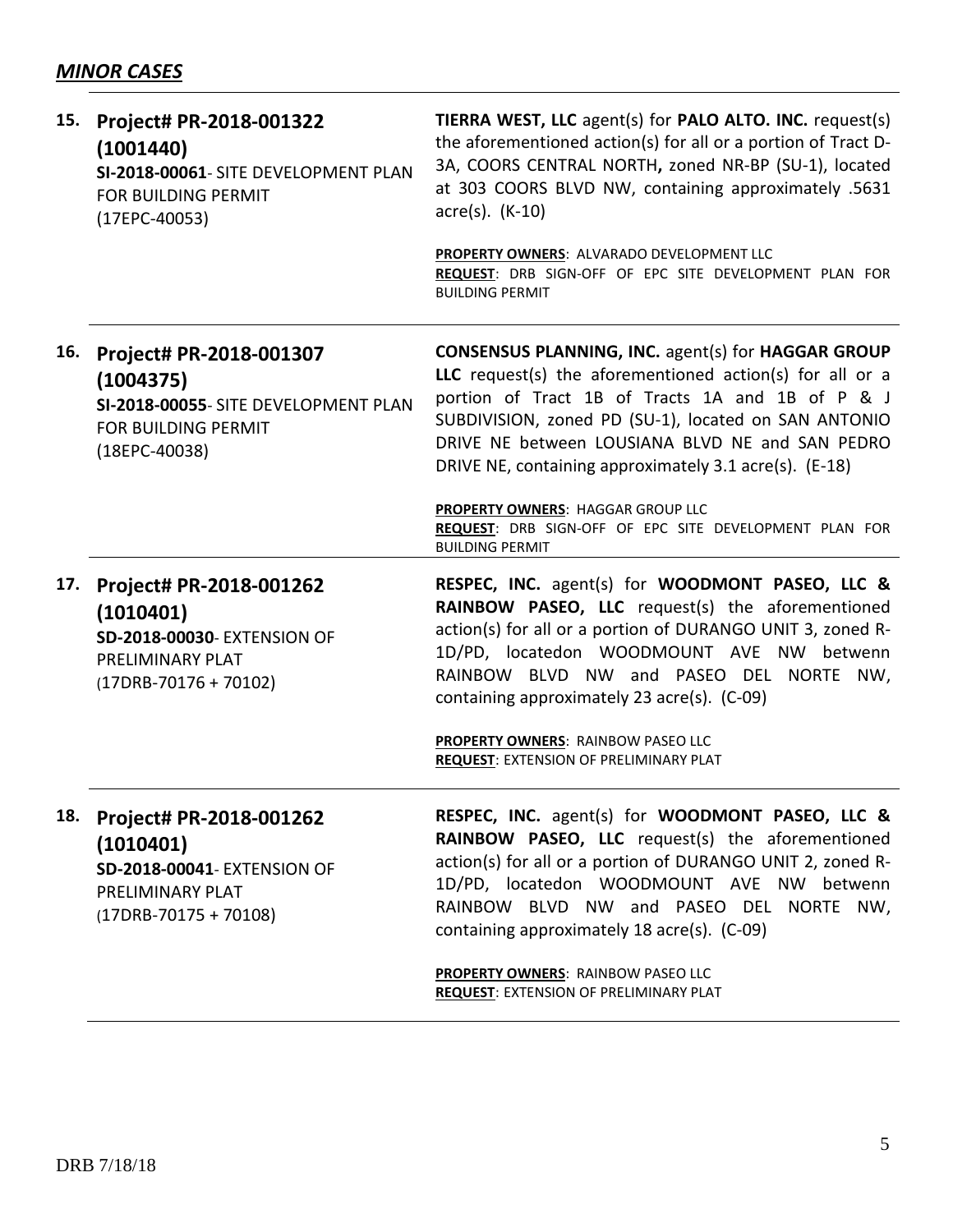## *MINOR CASES*

| | | |
|---|---|---|
| **15.** | **Project# PR-2018-001322 (1001440)** <br> **SI-2018-00061**- SITE DEVELOPMENT PLAN FOR BUILDING PERMIT <br> (17EPC-40053) | **TIERRA WEST, LLC** agent(s) for **PALO ALTO. INC.** request(s) the aforementioned action(s) for all or a portion of Tract D-3A, COORS CENTRAL NORTH**,** zoned NR-BP (SU-1), located at 303 COORS BLVD NW, containing approximately .5631 acre(s). (K-10) <br><br> **PROPERTY OWNERS**: ALVARADO DEVELOPMENT LLC <br> **REQUEST**: DRB SIGN-OFF OF EPC SITE DEVELOPMENT PLAN FOR BUILDING PERMIT |
| **16.** | **Project# PR-2018-001307 (1004375)** <br> **SI-2018-00055**- SITE DEVELOPMENT PLAN FOR BUILDING PERMIT <br> (18EPC-40038) | **CONSENSUS PLANNING, INC.** agent(s) for **HAGGAR GROUP LLC** request(s) the aforementioned action(s) for all or a portion of Tract 1B of Tracts 1A and 1B of P & J SUBDIVISION, zoned PD (SU-1), located on SAN ANTONIO DRIVE NE between LOUSIANA BLVD NE and SAN PEDRO DRIVE NE, containing approximately 3.1 acre(s). (E-18) <br><br> **PROPERTY OWNERS**: HAGGAR GROUP LLC <br> **REQUEST**: DRB SIGN-OFF OF EPC SITE DEVELOPMENT PLAN FOR BUILDING PERMIT |
| **17.** | **Project# PR-2018-001262 (1010401)** <br> **SD-2018-00030**- EXTENSION OF PRELIMINARY PLAT <br> (17DRB-70176 + 70102) | **RESPEC, INC.** agent(s) for **WOODMONT PASEO, LLC & RAINBOW PASEO, LLC** request(s) the aforementioned action(s) for all or a portion of DURANGO UNIT 3, zoned R-1D/PD, locatedon WOODMOUNT AVE NW betwenn RAINBOW BLVD NW and PASEO DEL NORTE NW, containing approximately 23 acre(s). (C-09) <br><br> **PROPERTY OWNERS**: RAINBOW PASEO LLC <br> **REQUEST**: EXTENSION OF PRELIMINARY PLAT |
| **18.** | **Project# PR-2018-001262 (1010401)** <br> **SD-2018-00041**- EXTENSION OF PRELIMINARY PLAT <br> (17DRB-70175 + 70108) | **RESPEC, INC.** agent(s) for **WOODMONT PASEO, LLC & RAINBOW PASEO, LLC** request(s) the aforementioned action(s) for all or a portion of DURANGO UNIT 2, zoned R-1D/PD, locatedon WOODMOUNT AVE NW betwenn RAINBOW BLVD NW and PASEO DEL NORTE NW, containing approximately 18 acre(s). (C-09) <br><br> **PROPERTY OWNERS**: RAINBOW PASEO LLC <br> **REQUEST**: EXTENSION OF PRELIMINARY PLAT |

DRB 7/18/18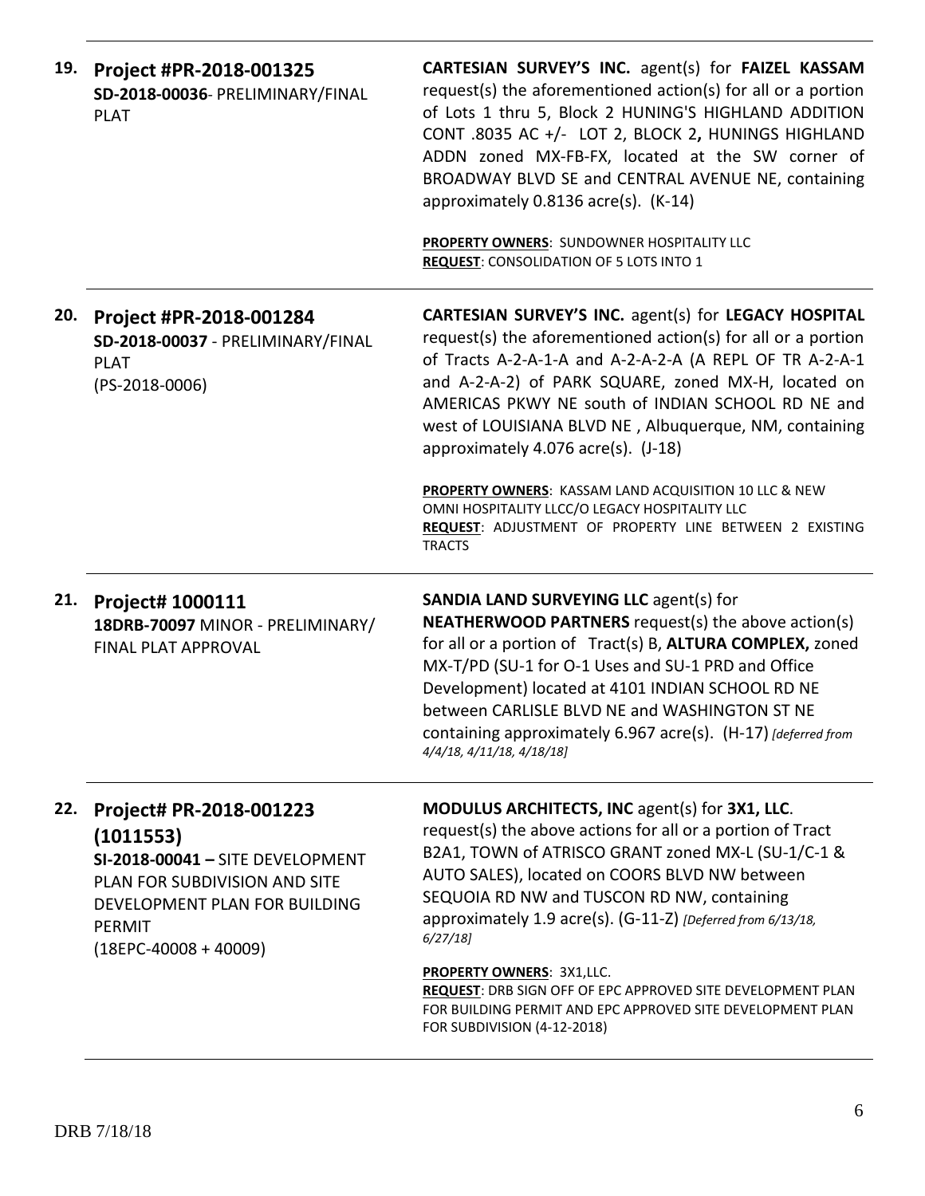**19.** **Project #PR-2018-001325**
**SD-2018-00036**- PRELIMINARY/FINAL PLAT

**CARTESIAN SURVEY'S INC.** agent(s) for **FAIZEL KASSAM** request(s) the aforementioned action(s) for all or a portion of Lots 1 thru 5, Block 2 HUNING'S HIGHLAND ADDITION CONT .8035 AC +/- LOT 2, BLOCK 2**,** HUNINGS HIGHLAND ADDN zoned MX-FB-FX, located at the SW corner of BROADWAY BLVD SE and CENTRAL AVENUE NE, containing approximately 0.8136 acre(s). (K-14)

**PROPERTY OWNERS**: SUNDOWNER HOSPITALITY LLC
**REQUEST**: CONSOLIDATION OF 5 LOTS INTO 1

---

**20.** **Project #PR-2018-001284**
**SD-2018-00037** - PRELIMINARY/FINAL PLAT
(PS-2018-0006)

**CARTESIAN SURVEY'S INC.** agent(s) for **LEGACY HOSPITAL** request(s) the aforementioned action(s) for all or a portion of Tracts A-2-A-1-A and A-2-A-2-A (A REPL OF TR A-2-A-1 and A-2-A-2) of PARK SQUARE, zoned MX-H, located on AMERICAS PKWY NE south of INDIAN SCHOOL RD NE and west of LOUISIANA BLVD NE , Albuquerque, NM, containing approximately 4.076 acre(s). (J-18)

**PROPERTY OWNERS**: KASSAM LAND ACQUISITION 10 LLC & NEW OMNI HOSPITALITY LLCC/O LEGACY HOSPITALITY LLC
**REQUEST**: ADJUSTMENT OF PROPERTY LINE BETWEEN 2 EXISTING TRACTS

---

**21.** **Project# 1000111**
**18DRB-70097** MINOR - PRELIMINARY/ FINAL PLAT APPROVAL

**SANDIA LAND SURVEYING LLC** agent(s) for **NEATHERWOOD PARTNERS** request(s) the above action(s) for all or a portion of Tract(s) B, **ALTURA COMPLEX,** zoned MX-T/PD (SU-1 for O-1 Uses and SU-1 PRD and Office Development) located at 4101 INDIAN SCHOOL RD NE between CARLISLE BLVD NE and WASHINGTON ST NE containing approximately 6.967 acre(s). (H-17) *[deferred from 4/4/18, 4/11/18, 4/18/18]*

---

**22.** **Project# PR-2018-001223 (1011553)**
**SI-2018-00041 –** SITE DEVELOPMENT PLAN FOR SUBDIVISION AND SITE DEVELOPMENT PLAN FOR BUILDING PERMIT
(18EPC-40008 + 40009)

**MODULUS ARCHITECTS, INC** agent(s) for **3X1, LLC**. request(s) the above actions for all or a portion of Tract B2A1, TOWN of ATRISCO GRANT zoned MX-L (SU-1/C-1 & AUTO SALES), located on COORS BLVD NW between SEQUOIA RD NW and TUSCON RD NW, containing approximately 1.9 acre(s). (G-11-Z) *[Deferred from 6/13/18, 6/27/18]*

**PROPERTY OWNERS**: 3X1,LLC.
**REQUEST**: DRB SIGN OFF OF EPC APPROVED SITE DEVELOPMENT PLAN FOR BUILDING PERMIT AND EPC APPROVED SITE DEVELOPMENT PLAN FOR SUBDIVISION (4-12-2018)

DRB 7/18/18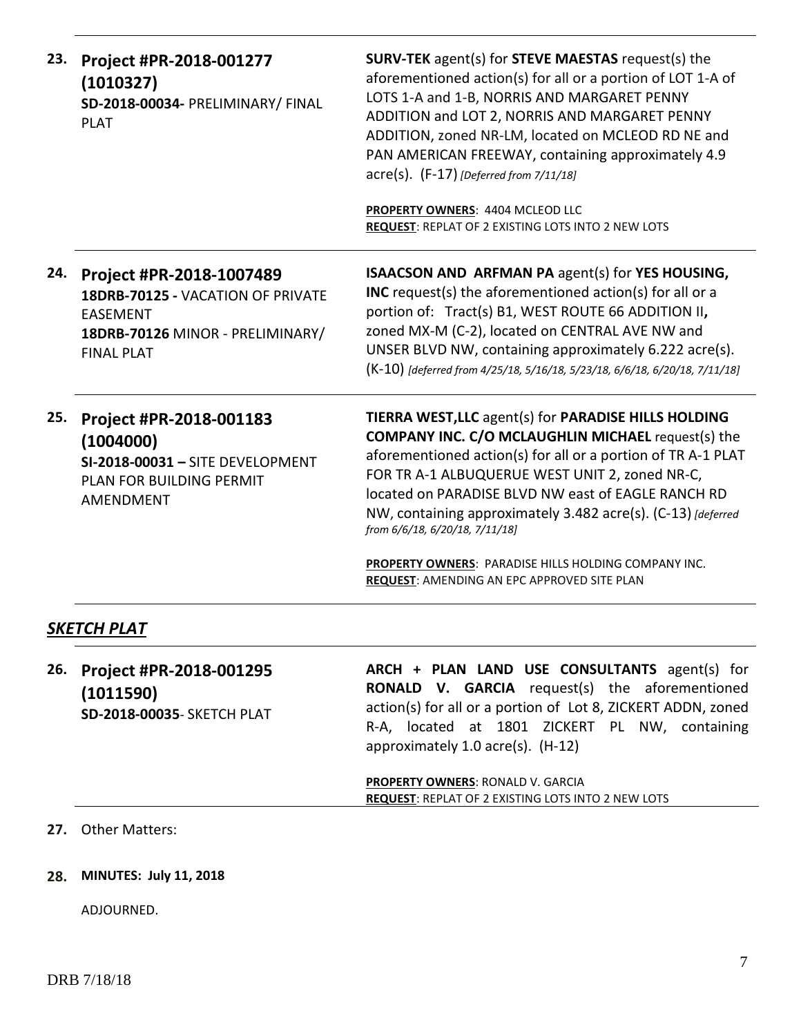**23. Project #PR-2018-001277 (1010327)**
**SD-2018-00034-** PRELIMINARY/ FINAL PLAT

**SURV-TEK** agent(s) for **STEVE MAESTAS** request(s) the aforementioned action(s) for all or a portion of LOT 1-A of LOTS 1-A and 1-B, NORRIS AND MARGARET PENNY ADDITION and LOT 2, NORRIS AND MARGARET PENNY ADDITION, zoned NR-LM, located on MCLEOD RD NE and PAN AMERICAN FREEWAY, containing approximately 4.9 acre(s). (F-17) *[Deferred from 7/11/18]*

**PROPERTY OWNERS**: 4404 MCLEOD LLC
**REQUEST**: REPLAT OF 2 EXISTING LOTS INTO 2 NEW LOTS

---

**24. Project #PR-2018-1007489**
**18DRB-70125 -** VACATION OF PRIVATE EASEMENT
**18DRB-70126** MINOR - PRELIMINARY/ FINAL PLAT

**ISAACSON AND ARFMAN PA** agent(s) for **YES HOUSING, INC** request(s) the aforementioned action(s) for all or a portion of: Tract(s) B1, WEST ROUTE 66 ADDITION II**,** zoned MX-M (C-2), located on CENTRAL AVE NW and UNSER BLVD NW, containing approximately 6.222 acre(s). (K-10) *[deferred from 4/25/18, 5/16/18, 5/23/18, 6/6/18, 6/20/18, 7/11/18]*

---

**25. Project #PR-2018-001183 (1004000)**
**SI-2018-00031 –** SITE DEVELOPMENT PLAN FOR BUILDING PERMIT AMENDMENT

**TIERRA WEST,LLC** agent(s) for **PARADISE HILLS HOLDING COMPANY INC. C/O MCLAUGHLIN MICHAEL** request(s) the aforementioned action(s) for all or a portion of TR A-1 PLAT FOR TR A-1 ALBUQUERUE WEST UNIT 2, zoned NR-C, located on PARADISE BLVD NW east of EAGLE RANCH RD NW, containing approximately 3.482 acre(s). (C-13) *[deferred from 6/6/18, 6/20/18, 7/11/18]*

**PROPERTY OWNERS**: PARADISE HILLS HOLDING COMPANY INC.
**REQUEST**: AMENDING AN EPC APPROVED SITE PLAN

---

## ***SKETCH PLAT***

**26. Project #PR-2018-001295 (1011590)**
**SD-2018-00035**- SKETCH PLAT

**ARCH + PLAN LAND USE CONSULTANTS** agent(s) for **RONALD V. GARCIA** request(s) the aforementioned action(s) for all or a portion of Lot 8, ZICKERT ADDN, zoned R-A, located at 1801 ZICKERT PL NW, containing approximately 1.0 acre(s). (H-12)

**PROPERTY OWNERS**: RONALD V. GARCIA
**REQUEST**: REPLAT OF 2 EXISTING LOTS INTO 2 NEW LOTS

---

**27.** Other Matters:

**28. MINUTES: July 11, 2018**

ADJOURNED.